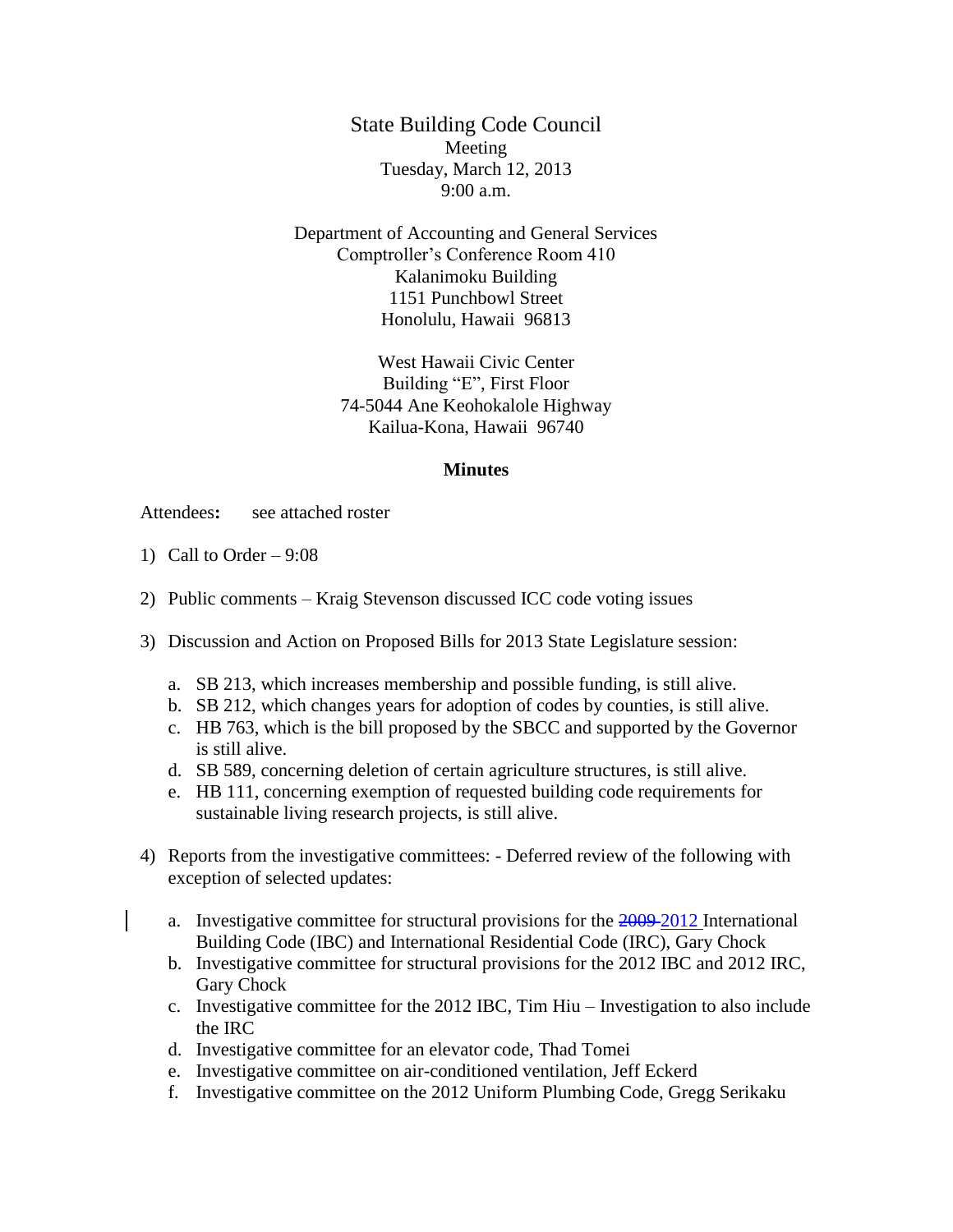State Building Code Council
Meeting
Tuesday, March 12, 2013
9:00 a.m.

Department of Accounting and General Services
Comptroller's Conference Room 410
Kalanimoku Building
1151 Punchbowl Street
Honolulu, Hawaii 96813

West Hawaii Civic Center
Building "E", First Floor
74-5044 Ane Keohokalole Highway
Kailua-Kona, Hawaii 96740

**Minutes**

Attendees**:** see attached roster

1) Call to Order – 9:08

2) Public comments – Kraig Stevenson discussed ICC code voting issues

3) Discussion and Action on Proposed Bills for 2013 State Legislature session:

   a. SB 213, which increases membership and possible funding, is still alive.
   b. SB 212, which changes years for adoption of codes by counties, is still alive.
   c. HB 763, which is the bill proposed by the SBCC and supported by the Governor is still alive.
   d. SB 589, concerning deletion of certain agriculture structures, is still alive.
   e. HB 111, concerning exemption of requested building code requirements for sustainable living research projects, is still alive.

4) Reports from the investigative committees: - Deferred review of the following with exception of selected updates:

   a. Investigative committee for structural provisions for the ~~2009~~ 2012 International Building Code (IBC) and International Residential Code (IRC), Gary Chock
   b. Investigative committee for structural provisions for the 2012 IBC and 2012 IRC, Gary Chock
   c. Investigative committee for the 2012 IBC, Tim Hiu – Investigation to also include the IRC
   d. Investigative committee for an elevator code, Thad Tomei
   e. Investigative committee on air-conditioned ventilation, Jeff Eckerd
   f. Investigative committee on the 2012 Uniform Plumbing Code, Gregg Serikaku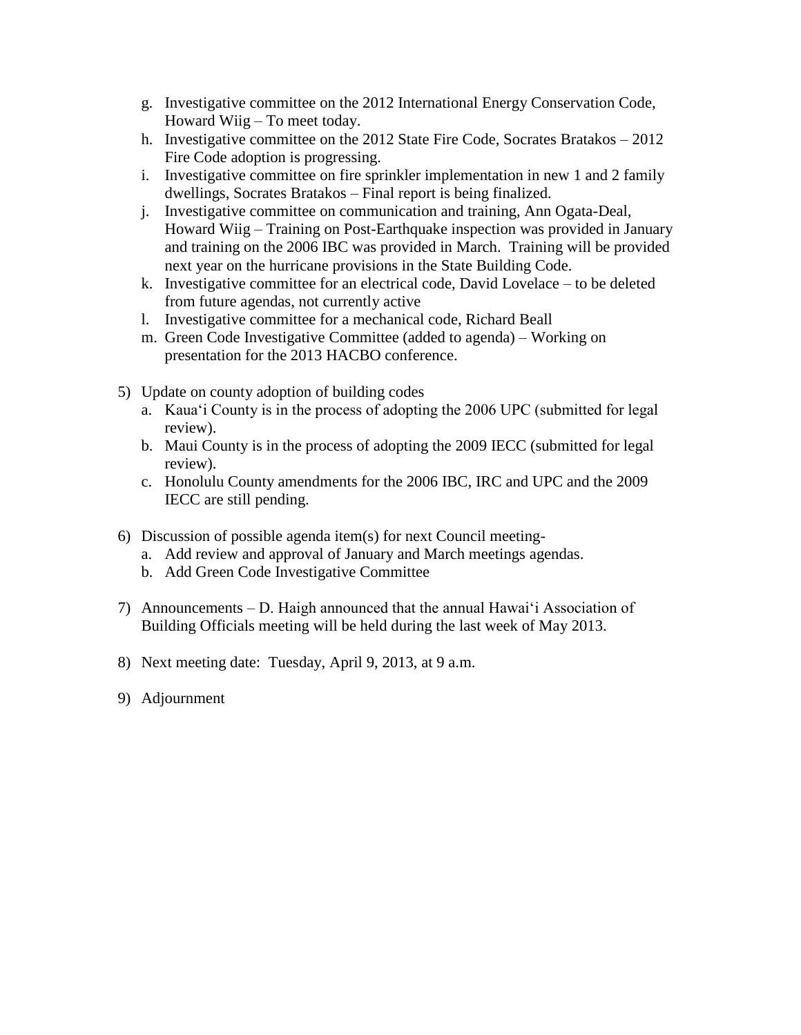g. Investigative committee on the 2012 International Energy Conservation Code, Howard Wiig – To meet today.
h. Investigative committee on the 2012 State Fire Code, Socrates Bratakos – 2012 Fire Code adoption is progressing.
i. Investigative committee on fire sprinkler implementation in new 1 and 2 family dwellings, Socrates Bratakos – Final report is being finalized.
j. Investigative committee on communication and training, Ann Ogata-Deal, Howard Wiig – Training on Post-Earthquake inspection was provided in January and training on the 2006 IBC was provided in March. Training will be provided next year on the hurricane provisions in the State Building Code.
k. Investigative committee for an electrical code, David Lovelace – to be deleted from future agendas, not currently active
l. Investigative committee for a mechanical code, Richard Beall
m. Green Code Investigative Committee (added to agenda) – Working on presentation for the 2013 HACBO conference.

5) Update on county adoption of building codes
   a. Kaua'i County is in the process of adopting the 2006 UPC (submitted for legal review).
   b. Maui County is in the process of adopting the 2009 IECC (submitted for legal review).
   c. Honolulu County amendments for the 2006 IBC, IRC and UPC and the 2009 IECC are still pending.

6) Discussion of possible agenda item(s) for next Council meeting-
   a. Add review and approval of January and March meetings agendas.
   b. Add Green Code Investigative Committee

7) Announcements – D. Haigh announced that the annual Hawai'i Association of Building Officials meeting will be held during the last week of May 2013.

8) Next meeting date: Tuesday, April 9, 2013, at 9 a.m.

9) Adjournment